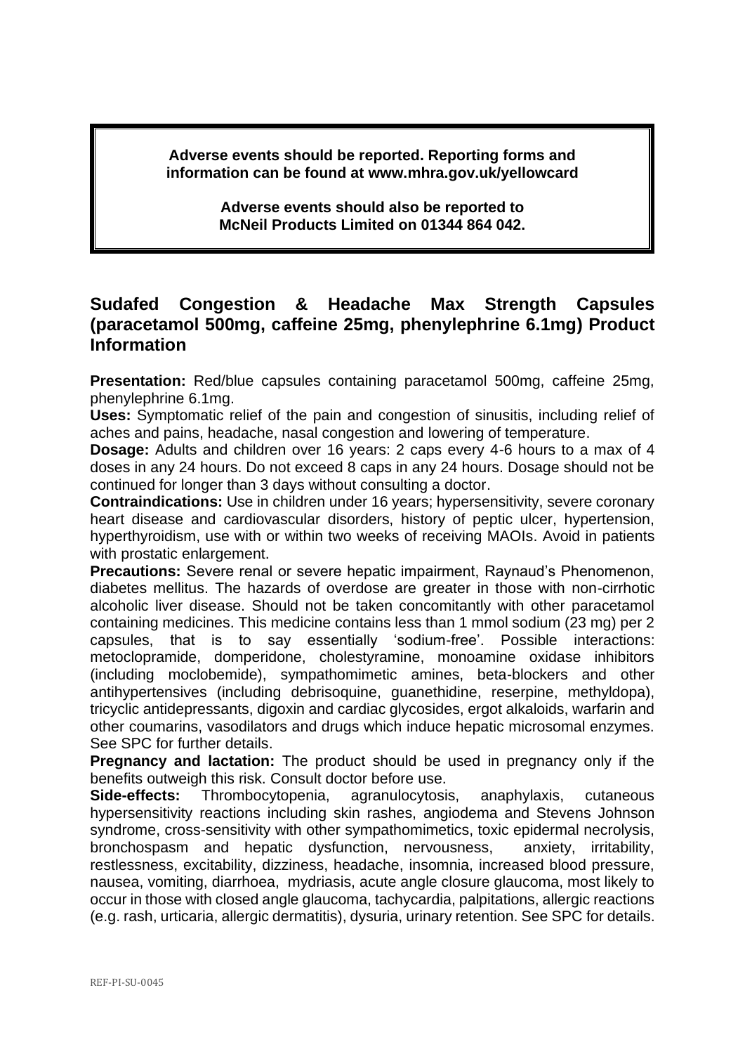**Adverse events should be reported. Reporting forms and information can be found at www.mhra.gov.uk/yellowcard**

**Adverse events should also be reported to McNeil Products Limited on 01344 864 042.**

## Sudafed Congestion & Headache Max Strength Capsules (paracetamol 500mg, caffeine 25mg, phenylephrine 6.1mg) Product Information

**Presentation:** Red/blue capsules containing paracetamol 500mg, caffeine 25mg, phenylephrine 6.1mg.

**Uses:** Symptomatic relief of the pain and congestion of sinusitis, including relief of aches and pains, headache, nasal congestion and lowering of temperature.

**Dosage:** Adults and children over 16 years: 2 caps every 4-6 hours to a max of 4 doses in any 24 hours. Do not exceed 8 caps in any 24 hours. Dosage should not be continued for longer than 3 days without consulting a doctor.

**Contraindications:** Use in children under 16 years; hypersensitivity, severe coronary heart disease and cardiovascular disorders, history of peptic ulcer, hypertension, hyperthyroidism, use with or within two weeks of receiving MAOIs. Avoid in patients with prostatic enlargement.

**Precautions:** Severe renal or severe hepatic impairment, Raynaud's Phenomenon, diabetes mellitus. The hazards of overdose are greater in those with non-cirrhotic alcoholic liver disease. Should not be taken concomitantly with other paracetamol containing medicines. This medicine contains less than 1 mmol sodium (23 mg) per 2 capsules, that is to say essentially 'sodium-free'. Possible interactions: metoclopramide, domperidone, cholestyramine, monoamine oxidase inhibitors (including moclobemide), sympathomimetic amines, beta-blockers and other antihypertensives (including debrisoquine, guanethidine, reserpine, methyldopa), tricyclic antidepressants, digoxin and cardiac glycosides, ergot alkaloids, warfarin and other coumarins, vasodilators and drugs which induce hepatic microsomal enzymes. See SPC for further details.

**Pregnancy and lactation:** The product should be used in pregnancy only if the benefits outweigh this risk. Consult doctor before use.

**Side-effects:** Thrombocytopenia, agranulocytosis, anaphylaxis, cutaneous hypersensitivity reactions including skin rashes, angiodema and Stevens Johnson syndrome, cross-sensitivity with other sympathomimetics, toxic epidermal necrolysis, bronchospasm and hepatic dysfunction, nervousness, anxiety, irritability, restlessness, excitability, dizziness, headache, insomnia, increased blood pressure, nausea, vomiting, diarrhoea, mydriasis, acute angle closure glaucoma, most likely to occur in those with closed angle glaucoma, tachycardia, palpitations, allergic reactions (e.g. rash, urticaria, allergic dermatitis), dysuria, urinary retention. See SPC for details.

REF-PI-SU-0045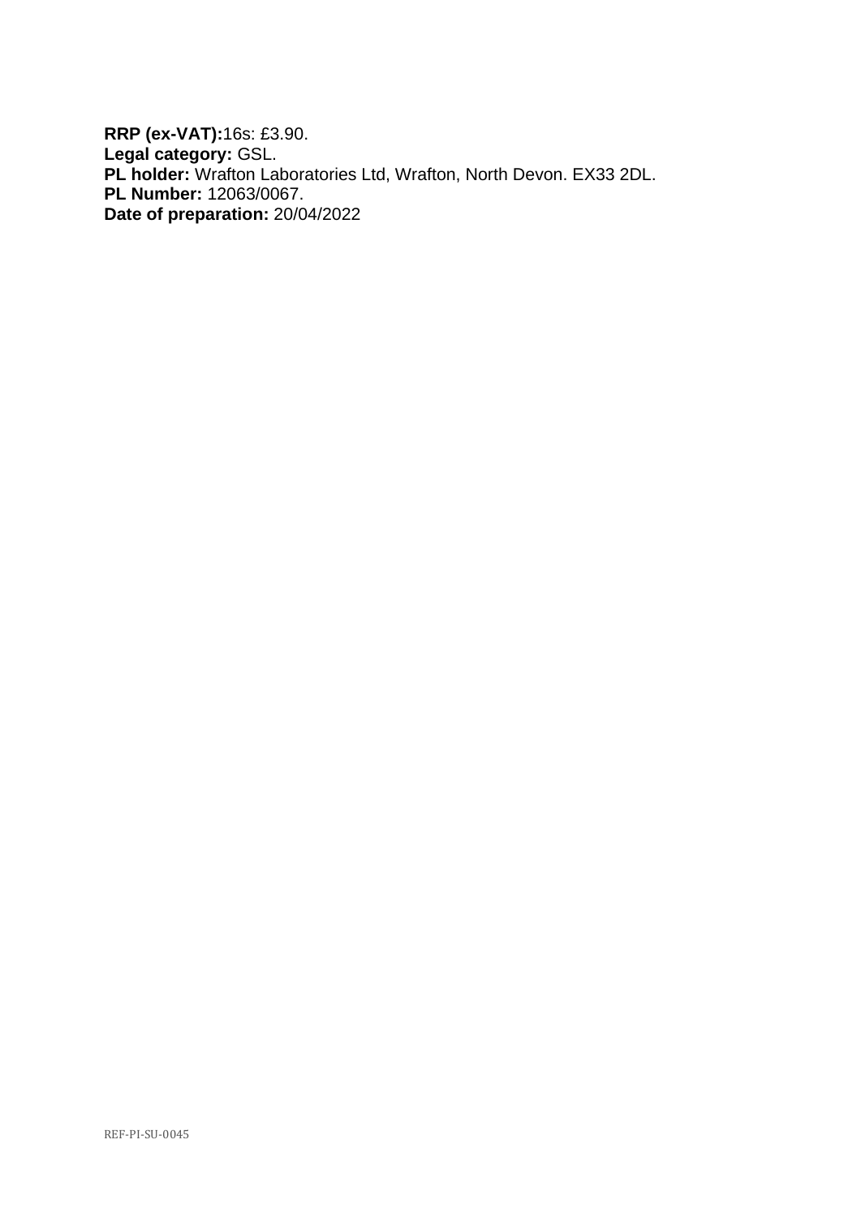**RRP (ex-VAT):**16s: £3.90.
**Legal category:** GSL.
**PL holder:** Wrafton Laboratories Ltd, Wrafton, North Devon. EX33 2DL.
**PL Number:** 12063/0067.
**Date of preparation:** 20/04/2022

REF-PI-SU-0045